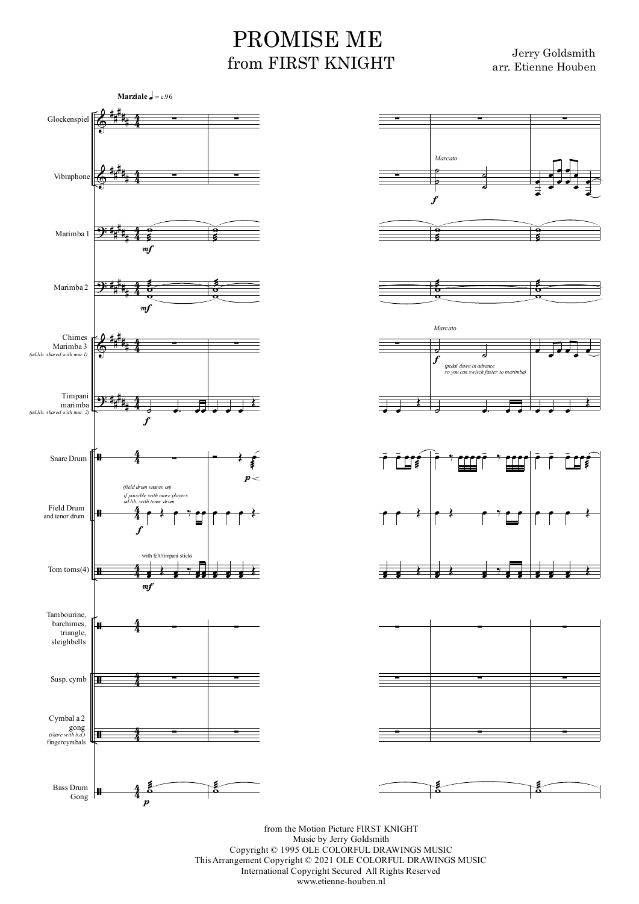# PROMISE ME
## from FIRST KNIGHT

Jerry Goldsmith
arr. Etienne Houben

from the Motion Picture FIRST KNIGHT
Music by Jerry Goldsmith
Copyright © 1995 OLE COLORFUL DRAWINGS MUSIC
This Arrangement Copyright © 2021 OLE COLORFUL DRAWINGS MUSIC
International Copyright Secured All Rights Reserved
www.etienne-houben.nl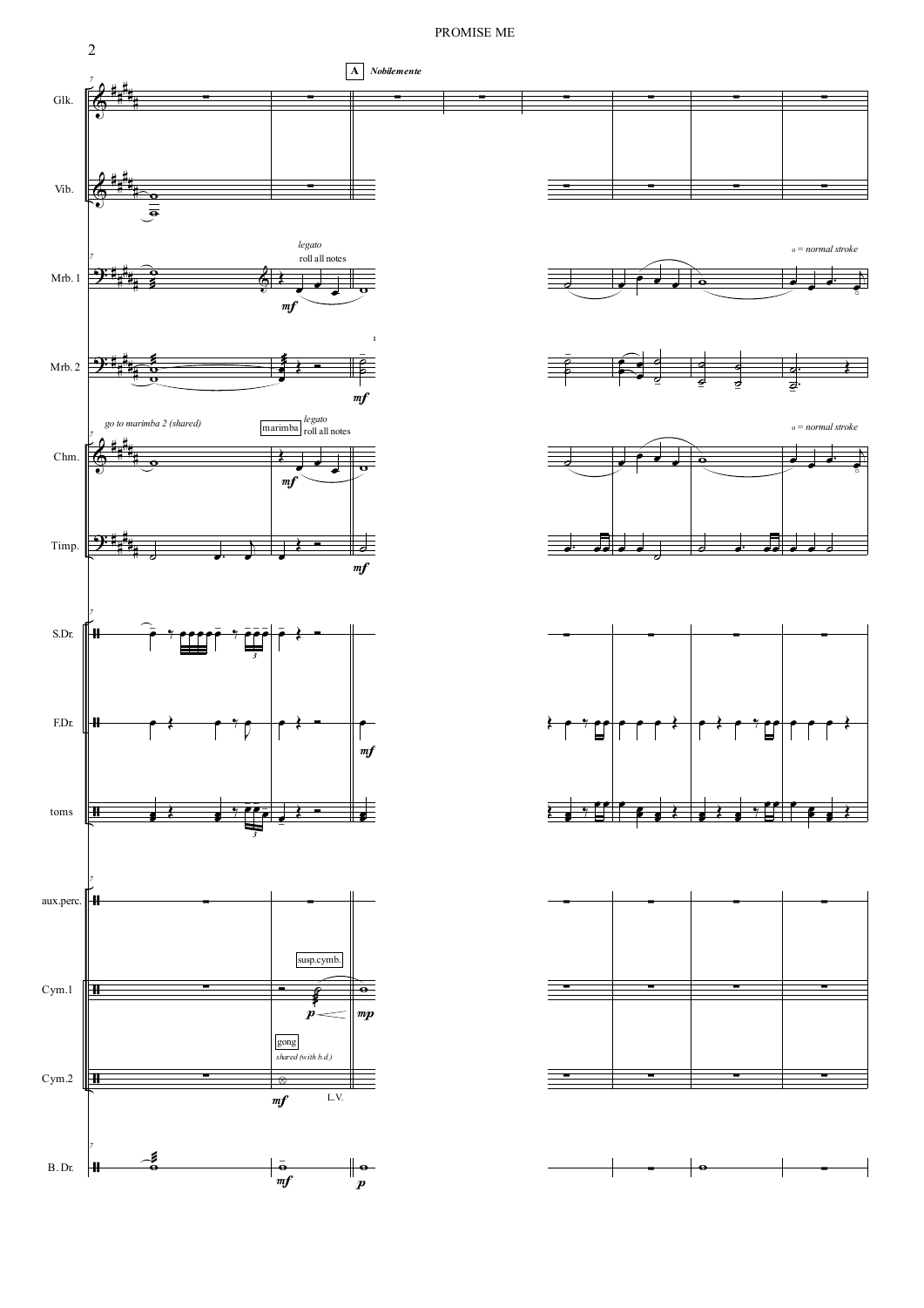PROMISE ME

**A** *Nobilemente*

Glk.

Vib.

Mrb. 1 — *legato*, roll all notes, *mf*; *o = normal stroke*

Mrb. 2 — *mf*

Chm. — *go to marimba 2 (shared)*; marimba *legato* roll all notes, *mf*; *o = normal stroke*

Timp. — *mf*

S.Dr.

F.Dr. — *mf*

toms

aux.perc.

Cym.1 — susp.cymb. *p* < *mp*

Cym.2 — gong *shared (with b.d.)* *mf* L.V.

B. Dr. — *mf*, *p*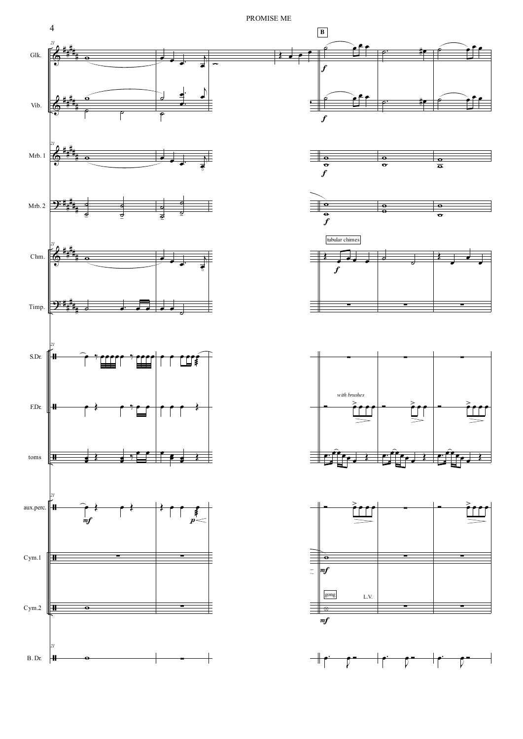**B**

Glk.

Vib.

Mrb. 1

Mrb. 2

Chm. — tubular chimes

Timp.

S.Dr.

F.Dr. — *with brushes*

toms

aux.perc.

Cym.1

Cym.2 — gong, L.V.

B. Dr.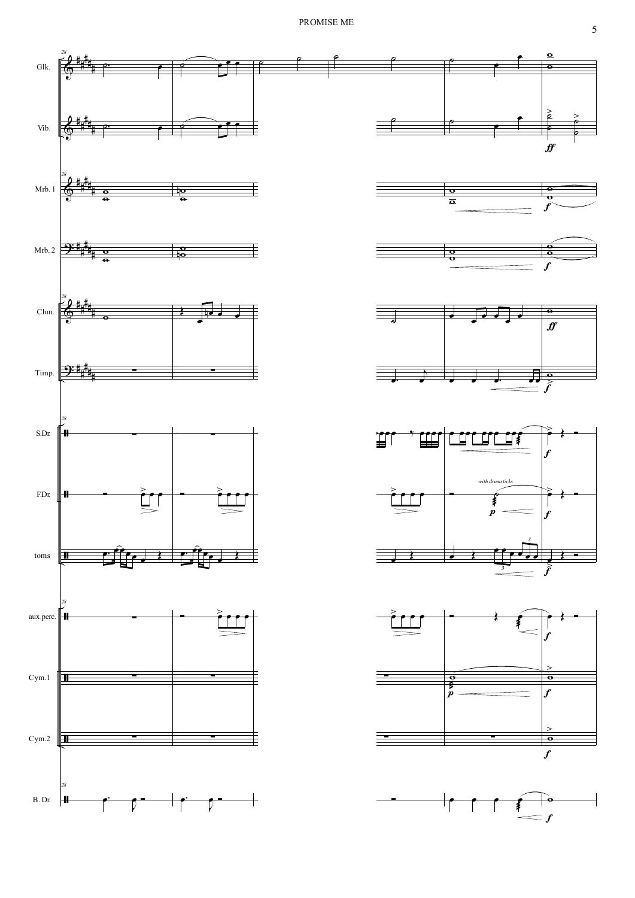Glk.

Vib.

Mrb. 1

Mrb. 2

Chm.

Timp.

S.Dr.

F.Dr.

toms

aux.perc.

Cym.1

Cym.2

B. Dr.

*with drumsticks*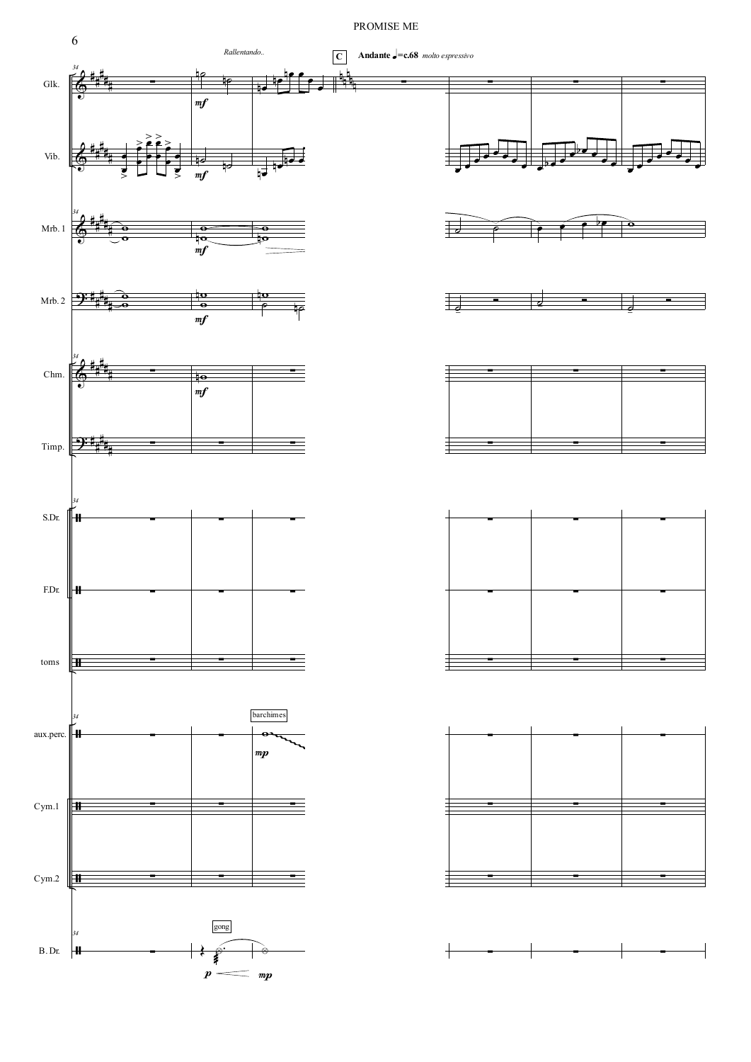Rallentando..

C **Andante** ♩=c.68 *molto espressivo*

Glk.

Vib.

Mrb. 1

Mrb. 2

Chm.

Timp.

S.Dr.

F.Dr.

toms

barchimes

aux.perc.

Cym.1

Cym.2

gong

B. Dr.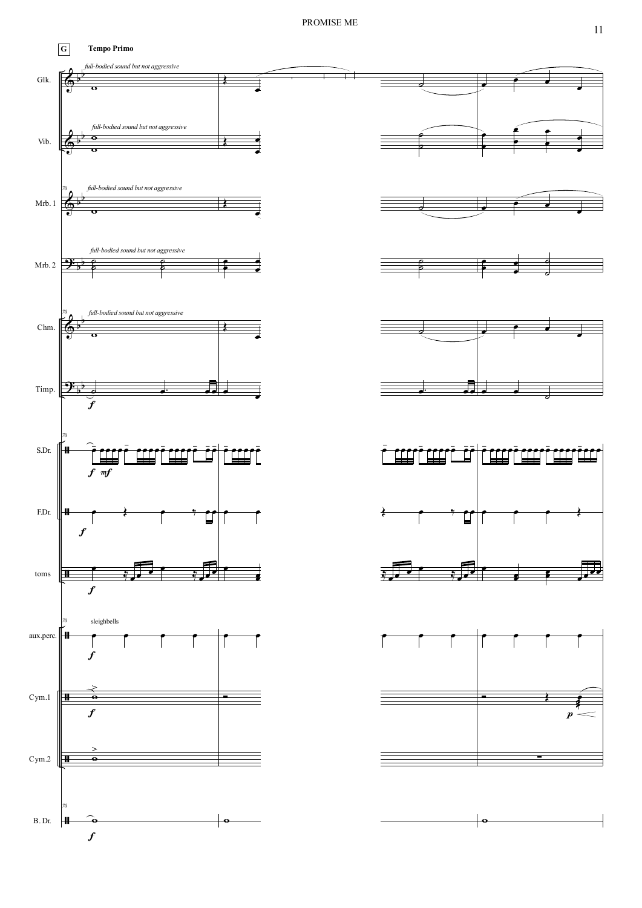G **Tempo Primo**

*full-bodied sound but not aggressive*

Glk.

Vib.

Mrb. 1

Mrb. 2

Chm.

Timp.

S.Dr.

F.Dr.

toms

sleighbells

aux.perc.

Cym.1

Cym.2

B. Dr.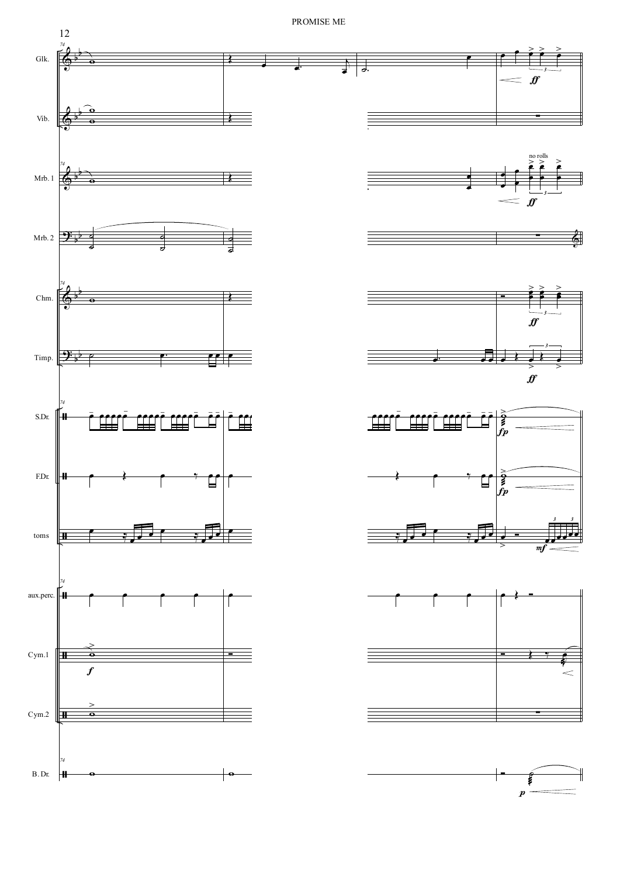Glk.

Vib.

Mrb. 1

Mrb. 2

Chm.

Timp.

S.Dr.

F.Dr.

toms

aux.perc.

Cym.1

Cym.2

B. Dr.

no rolls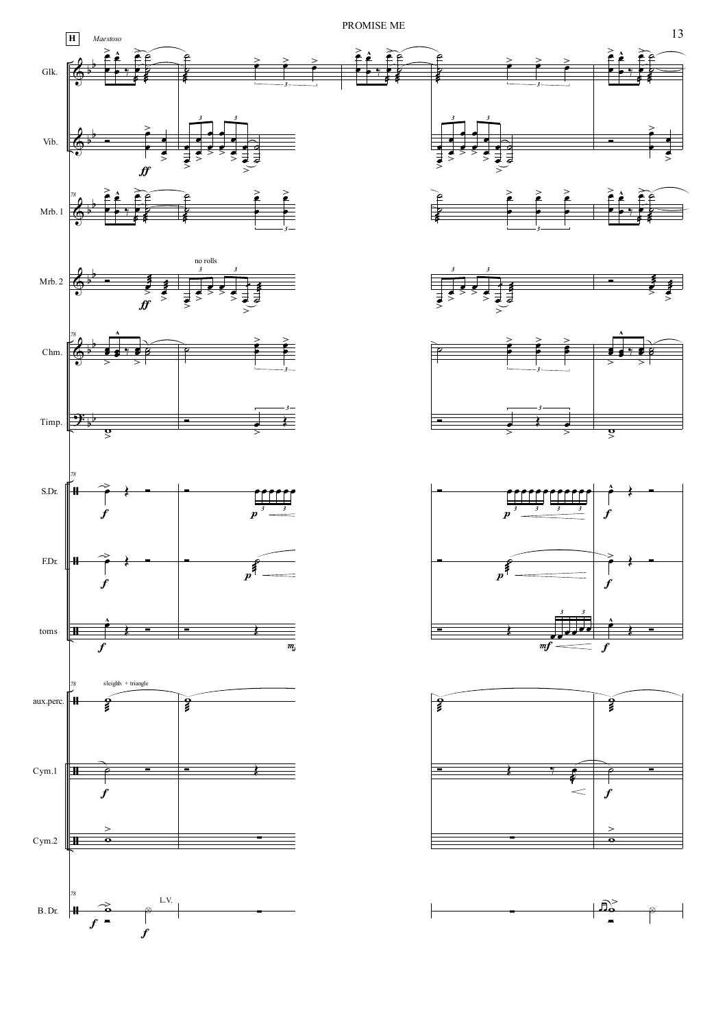**H** *Maestoso*

Glk.

Vib.

Mrb. 1

Mrb. 2

no rolls

Chm.

Timp.

S.Dr.

F.Dr.

toms

aux.perc.

sleighb. + triangle

Cym.1

Cym.2

B. Dr.

L.V.